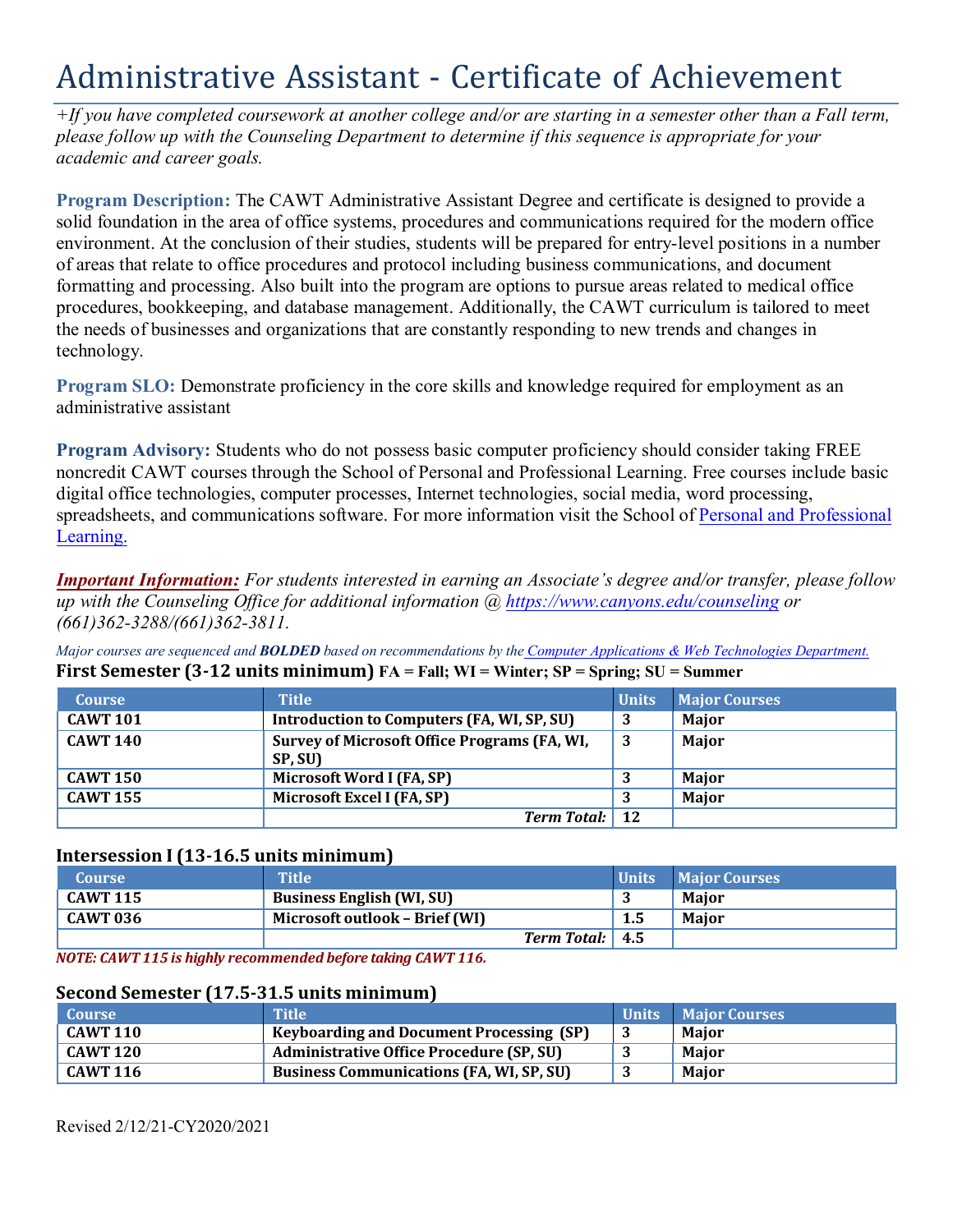# Administrative Assistant - Certificate of Achievement

*+If you have completed coursework at another college and/or are starting in a semester other than a Fall term, please follow up with the Counseling Department to determine if this sequence is appropriate for your academic and career goals.*

**Program Description:** The CAWT Administrative Assistant Degree and certificate is designed to provide a solid foundation in the area of office systems, procedures and communications required for the modern office environment. At the conclusion of their studies, students will be prepared for entry-level positions in a number of areas that relate to office procedures and protocol including business communications, and document formatting and processing. Also built into the program are options to pursue areas related to medical office procedures, bookkeeping, and database management. Additionally, the CAWT curriculum is tailored to meet the needs of businesses and organizations that are constantly responding to new trends and changes in technology.

**Program SLO:** Demonstrate proficiency in the core skills and knowledge required for employment as an administrative assistant

**Program Advisory:** Students who do not possess basic computer proficiency should consider taking FREE noncredit CAWT courses through the School of Personal and Professional Learning. Free courses include basic digital office technologies, computer processes, Internet technologies, social media, word processing, spreadsheets, and communications software. For more information visit the School of Personal and Professional Learning.

***Important Information:*** *For students interested in earning an Associate's degree and/or transfer, please follow up with the Counseling Office for additional information @ https://www.canyons.edu/counseling or (661)362-3288/(661)362-3811.*

*Major courses are sequenced and **BOLDED** based on recommendations by the Computer Applications & Web Technologies Department.*

### First Semester (3-12 units minimum) FA = Fall; WI = Winter; SP = Spring; SU = Summer

| Course | Title | Units | Major Courses |
|---|---|---|---|
| **CAWT 101** | **Introduction to Computers (FA, WI, SP, SU)** | **3** | **Major** |
| **CAWT 140** | **Survey of Microsoft Office Programs (FA, WI, SP, SU)** | **3** | **Major** |
| **CAWT 150** | **Microsoft Word I (FA, SP)** | **3** | **Major** |
| **CAWT 155** | **Microsoft Excel I (FA, SP)** | **3** | **Major** |
| | ***Term Total:*** | **12** | |

### Intersession I (13-16.5 units minimum)

| Course | Title | Units | Major Courses |
|---|---|---|---|
| **CAWT 115** | **Business English (WI, SU)** | **3** | **Major** |
| **CAWT 036** | **Microsoft outlook – Brief (WI)** | **1.5** | **Major** |
| | ***Term Total:*** | **4.5** | |

***NOTE: CAWT 115 is highly recommended before taking CAWT 116.***

### Second Semester (17.5-31.5 units minimum)

| Course | Title | Units | Major Courses |
|---|---|---|---|
| **CAWT 110** | **Keyboarding and Document Processing (SP)** | **3** | **Major** |
| **CAWT 120** | **Administrative Office Procedure (SP, SU)** | **3** | **Major** |
| **CAWT 116** | **Business Communications (FA, WI, SP, SU)** | **3** | **Major** |

Revised 2/12/21-CY2020/2021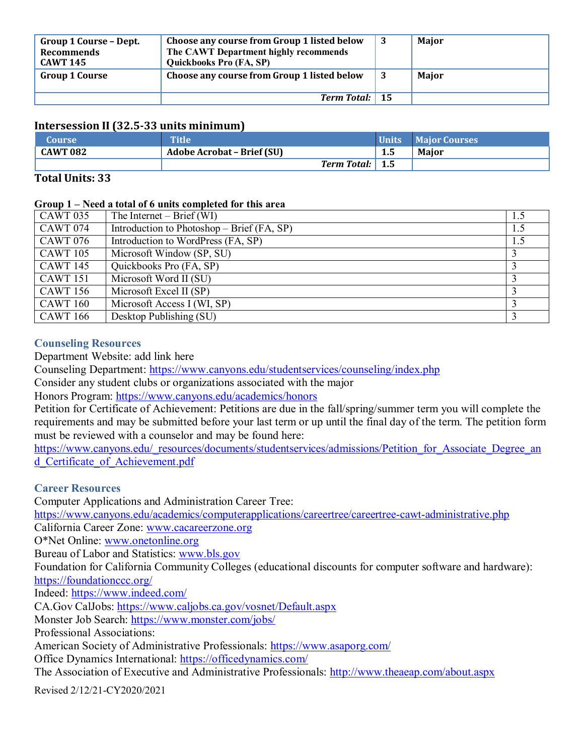| | | | |
|---|---|---|---|
| **Group 1 Course – Dept. Recommends CAWT 145** | **Choose any course from Group 1 listed below The CAWT Department highly recommends Quickbooks Pro (FA, SP)** | **3** | **Major** |
| **Group 1 Course** | **Choose any course from Group 1 listed below** | **3** | **Major** |
| | ***Term Total:*** | **15** | |

### Intersession II (32.5-33 units minimum)

| Course | Title | Units | Major Courses |
|---|---|---|---|
| **CAWT 082** | **Adobe Acrobat – Brief (SU)** | **1.5** | **Major** |
| | ***Term Total:*** | **1.5** | |

**Total Units: 33**

**Group 1 – Need a total of 6 units completed for this area**

| | | |
|---|---|---|
| CAWT 035 | The Internet – Brief (WI) | 1.5 |
| CAWT 074 | Introduction to Photoshop – Brief (FA, SP) | 1.5 |
| CAWT 076 | Introduction to WordPress (FA, SP) | 1.5 |
| CAWT 105 | Microsoft Window (SP, SU) | 3 |
| CAWT 145 | Quickbooks Pro (FA, SP) | 3 |
| CAWT 151 | Microsoft Word II (SU) | 3 |
| CAWT 156 | Microsoft Excel II (SP) | 3 |
| CAWT 160 | Microsoft Access I (WI, SP) | 3 |
| CAWT 166 | Desktop Publishing (SU) | 3 |

### Counseling Resources

Department Website: add link here
Counseling Department: https://www.canyons.edu/studentservices/counseling/index.php
Consider any student clubs or organizations associated with the major
Honors Program: https://www.canyons.edu/academics/honors
Petition for Certificate of Achievement: Petitions are due in the fall/spring/summer term you will complete the requirements and may be submitted before your last term or up until the final day of the term. The petition form must be reviewed with a counselor and may be found here:
https://www.canyons.edu/_resources/documents/studentservices/admissions/Petition_for_Associate_Degree_and_Certificate_of_Achievement.pdf

### Career Resources

Computer Applications and Administration Career Tree:
https://www.canyons.edu/academics/computerapplications/careertree/careertree-cawt-administrative.php
California Career Zone: www.cacareerzone.org
O*Net Online: www.onetonline.org
Bureau of Labor and Statistics: www.bls.gov
Foundation for California Community Colleges (educational discounts for computer software and hardware): https://foundationccc.org/
Indeed: https://www.indeed.com/
CA.Gov CalJobs: https://www.caljobs.ca.gov/vosnet/Default.aspx
Monster Job Search: https://www.monster.com/jobs/
Professional Associations:
American Society of Administrative Professionals: https://www.asaporg.com/
Office Dynamics International: https://officedynamics.com/
The Association of Executive and Administrative Professionals: http://www.theaeap.com/about.aspx

Revised 2/12/21-CY2020/2021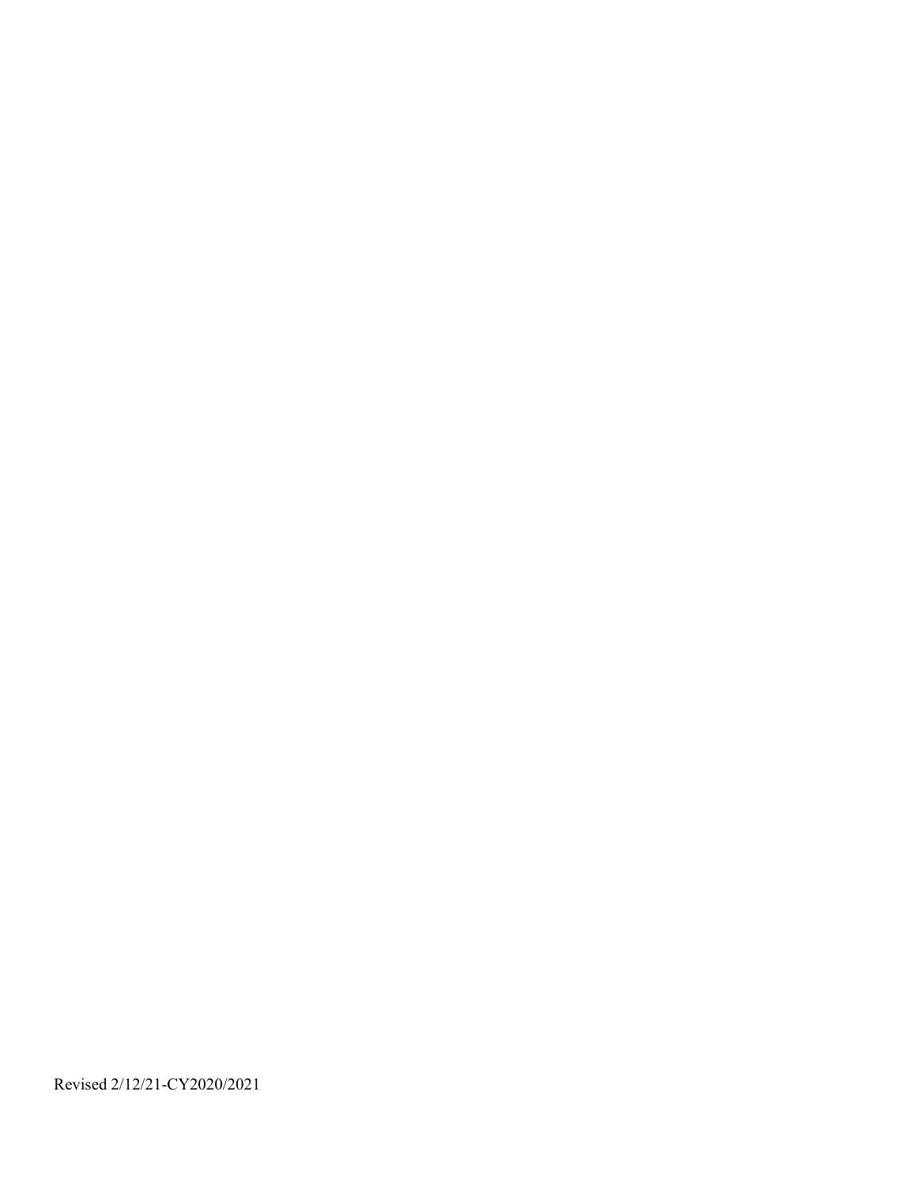Revised 2/12/21-CY2020/2021